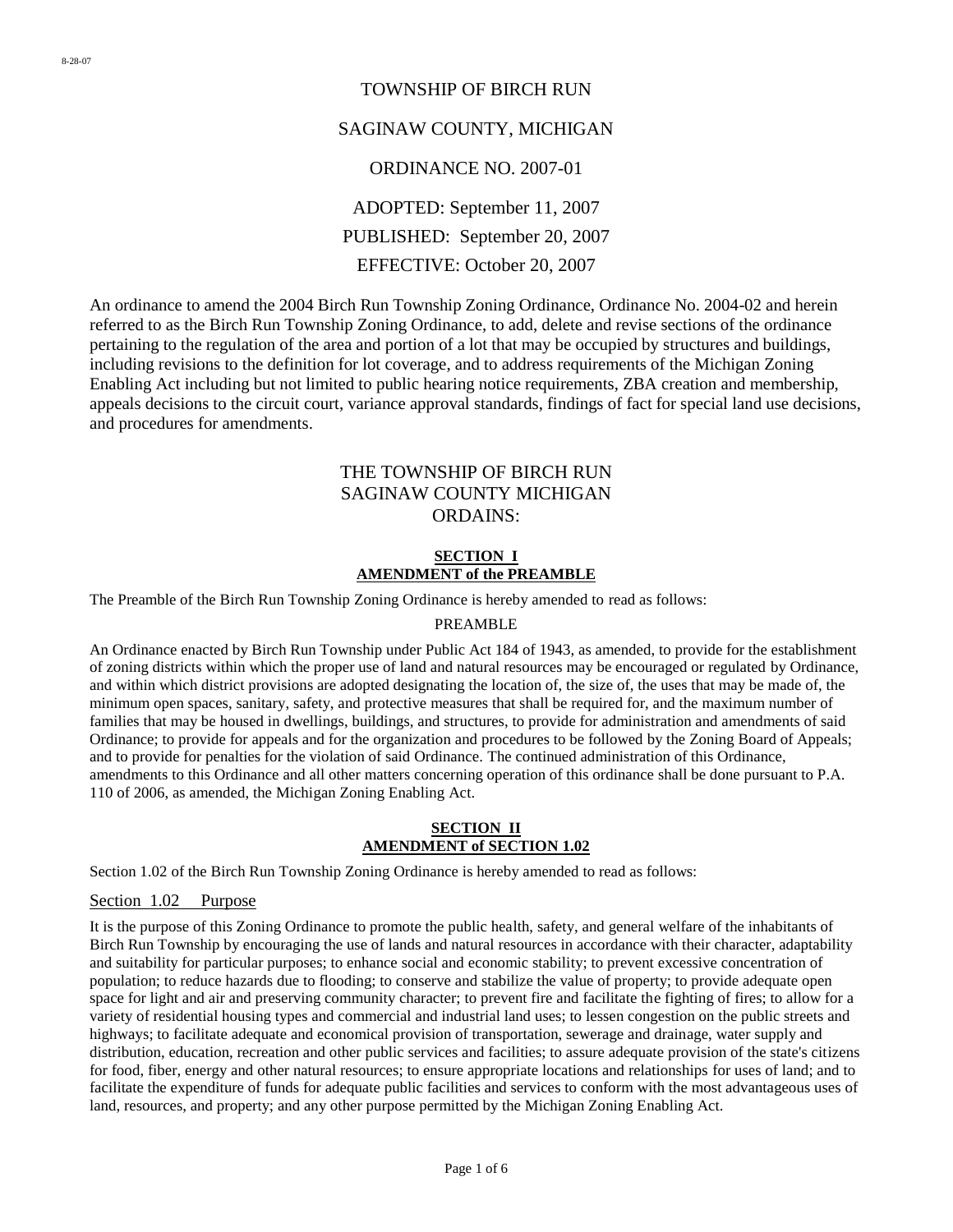8-28-07

# TOWNSHIP OF BIRCH RUN

## SAGINAW COUNTY, MICHIGAN

## ORDINANCE NO. 2007-01

ADOPTED: September 11, 2007

PUBLISHED: September 20, 2007

EFFECTIVE: October 20, 2007

An ordinance to amend the 2004 Birch Run Township Zoning Ordinance, Ordinance No. 2004-02 and herein referred to as the Birch Run Township Zoning Ordinance, to add, delete and revise sections of the ordinance pertaining to the regulation of the area and portion of a lot that may be occupied by structures and buildings, including revisions to the definition for lot coverage, and to address requirements of the Michigan Zoning Enabling Act including but not limited to public hearing notice requirements, ZBA creation and membership, appeals decisions to the circuit court, variance approval standards, findings of fact for special land use decisions, and procedures for amendments.

THE TOWNSHIP OF BIRCH RUN
SAGINAW COUNTY MICHIGAN
ORDAINS:

### SECTION I
### AMENDMENT of the PREAMBLE

The Preamble of the Birch Run Township Zoning Ordinance is hereby amended to read as follows:

PREAMBLE

An Ordinance enacted by Birch Run Township under Public Act 184 of 1943, as amended, to provide for the establishment of zoning districts within which the proper use of land and natural resources may be encouraged or regulated by Ordinance, and within which district provisions are adopted designating the location of, the size of, the uses that may be made of, the minimum open spaces, sanitary, safety, and protective measures that shall be required for, and the maximum number of families that may be housed in dwellings, buildings, and structures, to provide for administration and amendments of said Ordinance; to provide for appeals and for the organization and procedures to be followed by the Zoning Board of Appeals; and to provide for penalties for the violation of said Ordinance. The continued administration of this Ordinance, amendments to this Ordinance and all other matters concerning operation of this ordinance shall be done pursuant to P.A. 110 of 2006, as amended, the Michigan Zoning Enabling Act.

### SECTION II
### AMENDMENT of SECTION 1.02

Section 1.02 of the Birch Run Township Zoning Ordinance is hereby amended to read as follows:

#### Section 1.02 Purpose

It is the purpose of this Zoning Ordinance to promote the public health, safety, and general welfare of the inhabitants of Birch Run Township by encouraging the use of lands and natural resources in accordance with their character, adaptability and suitability for particular purposes; to enhance social and economic stability; to prevent excessive concentration of population; to reduce hazards due to flooding; to conserve and stabilize the value of property; to provide adequate open space for light and air and preserving community character; to prevent fire and facilitate the fighting of fires; to allow for a variety of residential housing types and commercial and industrial land uses; to lessen congestion on the public streets and highways; to facilitate adequate and economical provision of transportation, sewerage and drainage, water supply and distribution, education, recreation and other public services and facilities; to assure adequate provision of the state's citizens for food, fiber, energy and other natural resources; to ensure appropriate locations and relationships for uses of land; and to facilitate the expenditure of funds for adequate public facilities and services to conform with the most advantageous uses of land, resources, and property; and any other purpose permitted by the Michigan Zoning Enabling Act.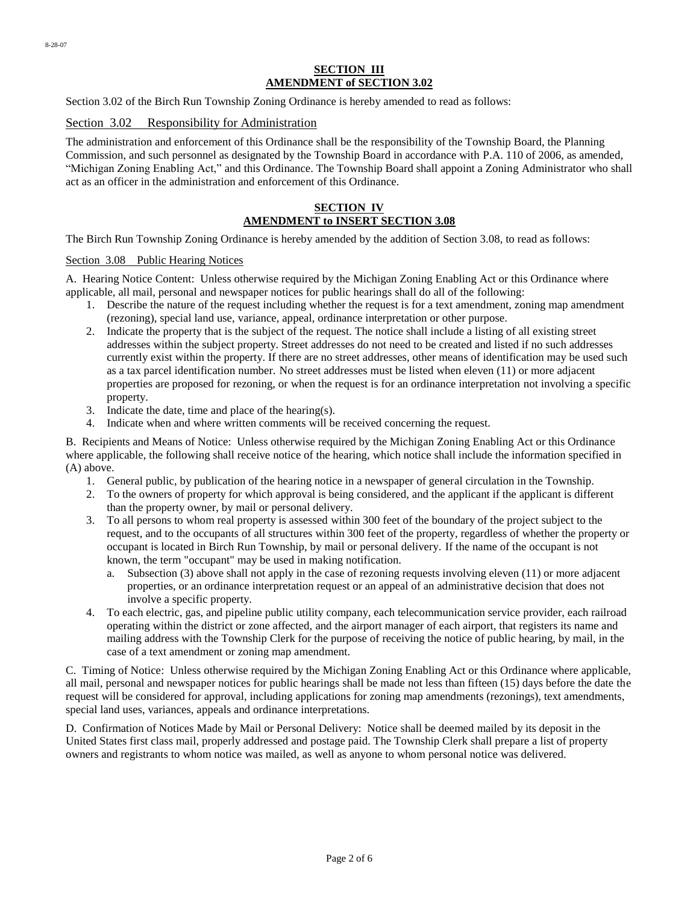## SECTION III
## AMENDMENT of SECTION 3.02

Section 3.02 of the Birch Run Township Zoning Ordinance is hereby amended to read as follows:

### Section 3.02 Responsibility for Administration

The administration and enforcement of this Ordinance shall be the responsibility of the Township Board, the Planning Commission, and such personnel as designated by the Township Board in accordance with P.A. 110 of 2006, as amended, "Michigan Zoning Enabling Act," and this Ordinance. The Township Board shall appoint a Zoning Administrator who shall act as an officer in the administration and enforcement of this Ordinance.

## SECTION IV
## AMENDMENT to INSERT SECTION 3.08

The Birch Run Township Zoning Ordinance is hereby amended by the addition of Section 3.08, to read as follows:

### Section 3.08 Public Hearing Notices

A. Hearing Notice Content: Unless otherwise required by the Michigan Zoning Enabling Act or this Ordinance where applicable, all mail, personal and newspaper notices for public hearings shall do all of the following:

1. Describe the nature of the request including whether the request is for a text amendment, zoning map amendment (rezoning), special land use, variance, appeal, ordinance interpretation or other purpose.
2. Indicate the property that is the subject of the request. The notice shall include a listing of all existing street addresses within the subject property. Street addresses do not need to be created and listed if no such addresses currently exist within the property. If there are no street addresses, other means of identification may be used such as a tax parcel identification number. No street addresses must be listed when eleven (11) or more adjacent properties are proposed for rezoning, or when the request is for an ordinance interpretation not involving a specific property.
3. Indicate the date, time and place of the hearing(s).
4. Indicate when and where written comments will be received concerning the request.

B. Recipients and Means of Notice: Unless otherwise required by the Michigan Zoning Enabling Act or this Ordinance where applicable, the following shall receive notice of the hearing, which notice shall include the information specified in (A) above.

1. General public, by publication of the hearing notice in a newspaper of general circulation in the Township.
2. To the owners of property for which approval is being considered, and the applicant if the applicant is different than the property owner, by mail or personal delivery.
3. To all persons to whom real property is assessed within 300 feet of the boundary of the project subject to the request, and to the occupants of all structures within 300 feet of the property, regardless of whether the property or occupant is located in Birch Run Township, by mail or personal delivery. If the name of the occupant is not known, the term "occupant" may be used in making notification.
   a. Subsection (3) above shall not apply in the case of rezoning requests involving eleven (11) or more adjacent properties, or an ordinance interpretation request or an appeal of an administrative decision that does not involve a specific property.
4. To each electric, gas, and pipeline public utility company, each telecommunication service provider, each railroad operating within the district or zone affected, and the airport manager of each airport, that registers its name and mailing address with the Township Clerk for the purpose of receiving the notice of public hearing, by mail, in the case of a text amendment or zoning map amendment.

C. Timing of Notice: Unless otherwise required by the Michigan Zoning Enabling Act or this Ordinance where applicable, all mail, personal and newspaper notices for public hearings shall be made not less than fifteen (15) days before the date the request will be considered for approval, including applications for zoning map amendments (rezonings), text amendments, special land uses, variances, appeals and ordinance interpretations.

D. Confirmation of Notices Made by Mail or Personal Delivery: Notice shall be deemed mailed by its deposit in the United States first class mail, properly addressed and postage paid. The Township Clerk shall prepare a list of property owners and registrants to whom notice was mailed, as well as anyone to whom personal notice was delivered.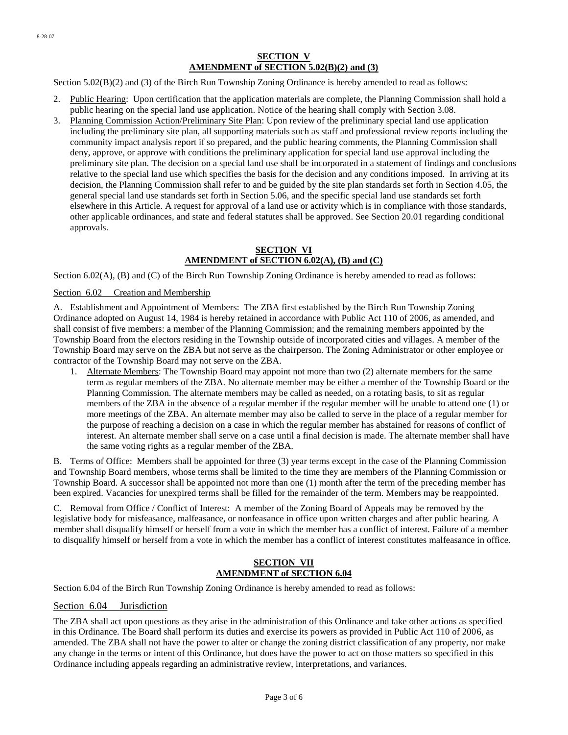**SECTION V**
**AMENDMENT of SECTION 5.02(B)(2) and (3)**

Section 5.02(B)(2) and (3) of the Birch Run Township Zoning Ordinance is hereby amended to read as follows:

2. Public Hearing: Upon certification that the application materials are complete, the Planning Commission shall hold a public hearing on the special land use application. Notice of the hearing shall comply with Section 3.08.
3. Planning Commission Action/Preliminary Site Plan: Upon review of the preliminary special land use application including the preliminary site plan, all supporting materials such as staff and professional review reports including the community impact analysis report if so prepared, and the public hearing comments, the Planning Commission shall deny, approve, or approve with conditions the preliminary application for special land use approval including the preliminary site plan. The decision on a special land use shall be incorporated in a statement of findings and conclusions relative to the special land use which specifies the basis for the decision and any conditions imposed. In arriving at its decision, the Planning Commission shall refer to and be guided by the site plan standards set forth in Section 4.05, the general special land use standards set forth in Section 5.06, and the specific special land use standards set forth elsewhere in this Article. A request for approval of a land use or activity which is in compliance with those standards, other applicable ordinances, and state and federal statutes shall be approved. See Section 20.01 regarding conditional approvals.

**SECTION VI**
**AMENDMENT of SECTION 6.02(A), (B) and (C)**

Section 6.02(A), (B) and (C) of the Birch Run Township Zoning Ordinance is hereby amended to read as follows:

Section 6.02 Creation and Membership

A. Establishment and Appointment of Members: The ZBA first established by the Birch Run Township Zoning Ordinance adopted on August 14, 1984 is hereby retained in accordance with Public Act 110 of 2006, as amended, and shall consist of five members: a member of the Planning Commission; and the remaining members appointed by the Township Board from the electors residing in the Township outside of incorporated cities and villages. A member of the Township Board may serve on the ZBA but not serve as the chairperson. The Zoning Administrator or other employee or contractor of the Township Board may not serve on the ZBA.

1. Alternate Members: The Township Board may appoint not more than two (2) alternate members for the same term as regular members of the ZBA. No alternate member may be either a member of the Township Board or the Planning Commission. The alternate members may be called as needed, on a rotating basis, to sit as regular members of the ZBA in the absence of a regular member if the regular member will be unable to attend one (1) or more meetings of the ZBA. An alternate member may also be called to serve in the place of a regular member for the purpose of reaching a decision on a case in which the regular member has abstained for reasons of conflict of interest. An alternate member shall serve on a case until a final decision is made. The alternate member shall have the same voting rights as a regular member of the ZBA.

B. Terms of Office: Members shall be appointed for three (3) year terms except in the case of the Planning Commission and Township Board members, whose terms shall be limited to the time they are members of the Planning Commission or Township Board. A successor shall be appointed not more than one (1) month after the term of the preceding member has been expired. Vacancies for unexpired terms shall be filled for the remainder of the term. Members may be reappointed.

C. Removal from Office / Conflict of Interest: A member of the Zoning Board of Appeals may be removed by the legislative body for misfeasance, malfeasance, or nonfeasance in office upon written charges and after public hearing. A member shall disqualify himself or herself from a vote in which the member has a conflict of interest. Failure of a member to disqualify himself or herself from a vote in which the member has a conflict of interest constitutes malfeasance in office.

**SECTION VII**
**AMENDMENT of SECTION 6.04**

Section 6.04 of the Birch Run Township Zoning Ordinance is hereby amended to read as follows:

Section 6.04 Jurisdiction

The ZBA shall act upon questions as they arise in the administration of this Ordinance and take other actions as specified in this Ordinance. The Board shall perform its duties and exercise its powers as provided in Public Act 110 of 2006, as amended. The ZBA shall not have the power to alter or change the zoning district classification of any property, nor make any change in the terms or intent of this Ordinance, but does have the power to act on those matters so specified in this Ordinance including appeals regarding an administrative review, interpretations, and variances.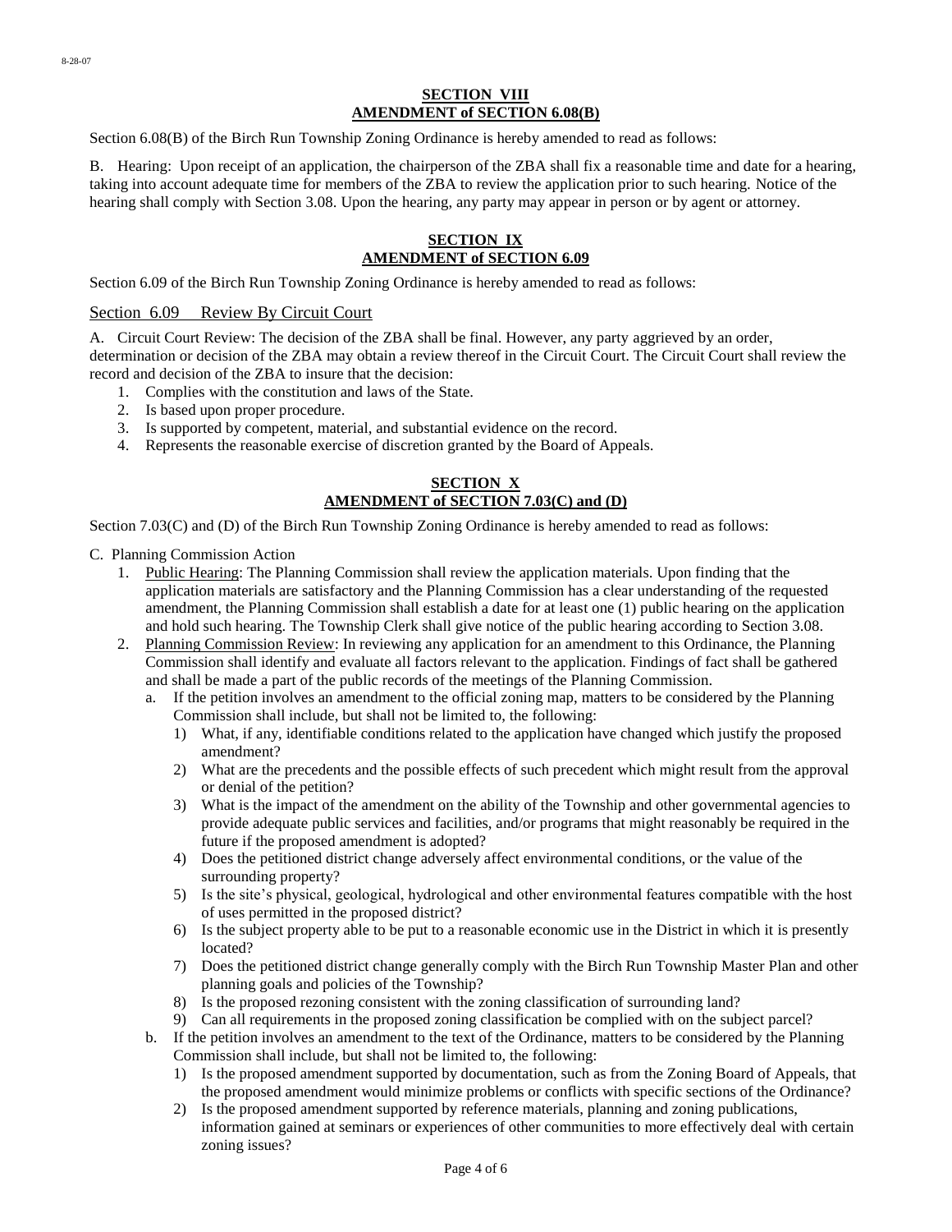## SECTION VIII
## AMENDMENT of SECTION 6.08(B)

Section 6.08(B) of the Birch Run Township Zoning Ordinance is hereby amended to read as follows:

B. Hearing: Upon receipt of an application, the chairperson of the ZBA shall fix a reasonable time and date for a hearing, taking into account adequate time for members of the ZBA to review the application prior to such hearing. Notice of the hearing shall comply with Section 3.08. Upon the hearing, any party may appear in person or by agent or attorney.

## SECTION IX
## AMENDMENT of SECTION 6.09

Section 6.09 of the Birch Run Township Zoning Ordinance is hereby amended to read as follows:

### Section 6.09 Review By Circuit Court

A. Circuit Court Review: The decision of the ZBA shall be final. However, any party aggrieved by an order, determination or decision of the ZBA may obtain a review thereof in the Circuit Court. The Circuit Court shall review the record and decision of the ZBA to insure that the decision:

1. Complies with the constitution and laws of the State.
2. Is based upon proper procedure.
3. Is supported by competent, material, and substantial evidence on the record.
4. Represents the reasonable exercise of discretion granted by the Board of Appeals.

## SECTION X
## AMENDMENT of SECTION 7.03(C) and (D)

Section 7.03(C) and (D) of the Birch Run Township Zoning Ordinance is hereby amended to read as follows:

C. Planning Commission Action

1. Public Hearing: The Planning Commission shall review the application materials. Upon finding that the application materials are satisfactory and the Planning Commission has a clear understanding of the requested amendment, the Planning Commission shall establish a date for at least one (1) public hearing on the application and hold such hearing. The Township Clerk shall give notice of the public hearing according to Section 3.08.
2. Planning Commission Review: In reviewing any application for an amendment to this Ordinance, the Planning Commission shall identify and evaluate all factors relevant to the application. Findings of fact shall be gathered and shall be made a part of the public records of the meetings of the Planning Commission.
   a. If the petition involves an amendment to the official zoning map, matters to be considered by the Planning Commission shall include, but shall not be limited to, the following:
      1) What, if any, identifiable conditions related to the application have changed which justify the proposed amendment?
      2) What are the precedents and the possible effects of such precedent which might result from the approval or denial of the petition?
      3) What is the impact of the amendment on the ability of the Township and other governmental agencies to provide adequate public services and facilities, and/or programs that might reasonably be required in the future if the proposed amendment is adopted?
      4) Does the petitioned district change adversely affect environmental conditions, or the value of the surrounding property?
      5) Is the site's physical, geological, hydrological and other environmental features compatible with the host of uses permitted in the proposed district?
      6) Is the subject property able to be put to a reasonable economic use in the District in which it is presently located?
      7) Does the petitioned district change generally comply with the Birch Run Township Master Plan and other planning goals and policies of the Township?
      8) Is the proposed rezoning consistent with the zoning classification of surrounding land?
      9) Can all requirements in the proposed zoning classification be complied with on the subject parcel?
   b. If the petition involves an amendment to the text of the Ordinance, matters to be considered by the Planning Commission shall include, but shall not be limited to, the following:
      1) Is the proposed amendment supported by documentation, such as from the Zoning Board of Appeals, that the proposed amendment would minimize problems or conflicts with specific sections of the Ordinance?
      2) Is the proposed amendment supported by reference materials, planning and zoning publications, information gained at seminars or experiences of other communities to more effectively deal with certain zoning issues?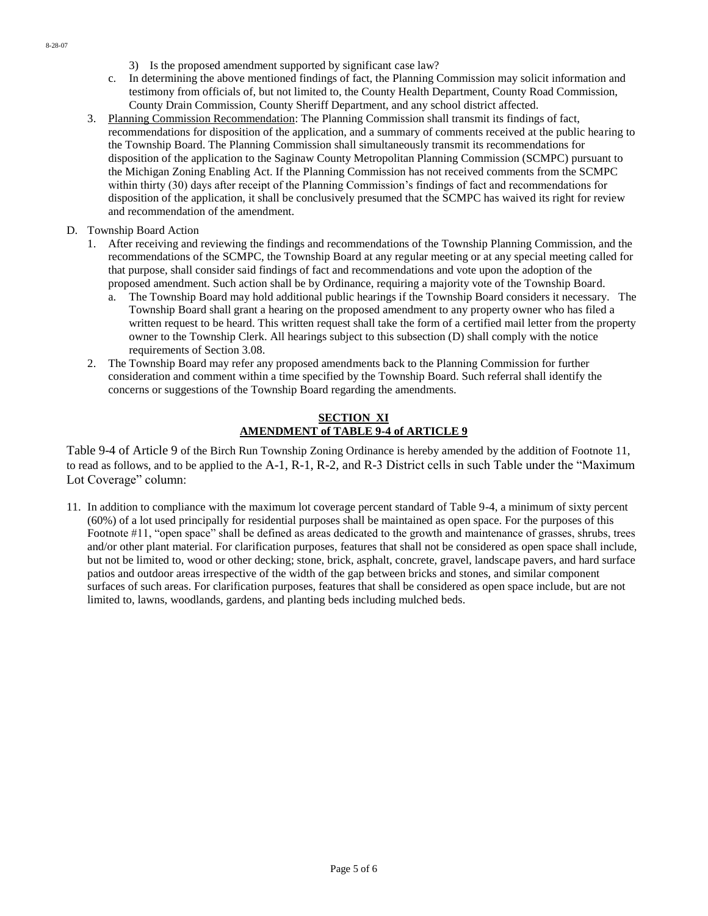3) Is the proposed amendment supported by significant case law?

c. In determining the above mentioned findings of fact, the Planning Commission may solicit information and testimony from officials of, but not limited to, the County Health Department, County Road Commission, County Drain Commission, County Sheriff Department, and any school district affected.

3. Planning Commission Recommendation: The Planning Commission shall transmit its findings of fact, recommendations for disposition of the application, and a summary of comments received at the public hearing to the Township Board. The Planning Commission shall simultaneously transmit its recommendations for disposition of the application to the Saginaw County Metropolitan Planning Commission (SCMPC) pursuant to the Michigan Zoning Enabling Act. If the Planning Commission has not received comments from the SCMPC within thirty (30) days after receipt of the Planning Commission's findings of fact and recommendations for disposition of the application, it shall be conclusively presumed that the SCMPC has waived its right for review and recommendation of the amendment.

D. Township Board Action

1. After receiving and reviewing the findings and recommendations of the Township Planning Commission, and the recommendations of the SCMPC, the Township Board at any regular meeting or at any special meeting called for that purpose, shall consider said findings of fact and recommendations and vote upon the adoption of the proposed amendment. Such action shall be by Ordinance, requiring a majority vote of the Township Board.
   a. The Township Board may hold additional public hearings if the Township Board considers it necessary. The Township Board shall grant a hearing on the proposed amendment to any property owner who has filed a written request to be heard. This written request shall take the form of a certified mail letter from the property owner to the Township Clerk. All hearings subject to this subsection (D) shall comply with the notice requirements of Section 3.08.
2. The Township Board may refer any proposed amendments back to the Planning Commission for further consideration and comment within a time specified by the Township Board. Such referral shall identify the concerns or suggestions of the Township Board regarding the amendments.

## SECTION XI
## AMENDMENT of TABLE 9-4 of ARTICLE 9

Table 9-4 of Article 9 of the Birch Run Township Zoning Ordinance is hereby amended by the addition of Footnote 11, to read as follows, and to be applied to the A-1, R-1, R-2, and R-3 District cells in such Table under the "Maximum Lot Coverage" column:

11. In addition to compliance with the maximum lot coverage percent standard of Table 9-4, a minimum of sixty percent (60%) of a lot used principally for residential purposes shall be maintained as open space. For the purposes of this Footnote #11, "open space" shall be defined as areas dedicated to the growth and maintenance of grasses, shrubs, trees and/or other plant material. For clarification purposes, features that shall not be considered as open space shall include, but not be limited to, wood or other decking; stone, brick, asphalt, concrete, gravel, landscape pavers, and hard surface patios and outdoor areas irrespective of the width of the gap between bricks and stones, and similar component surfaces of such areas. For clarification purposes, features that shall be considered as open space include, but are not limited to, lawns, woodlands, gardens, and planting beds including mulched beds.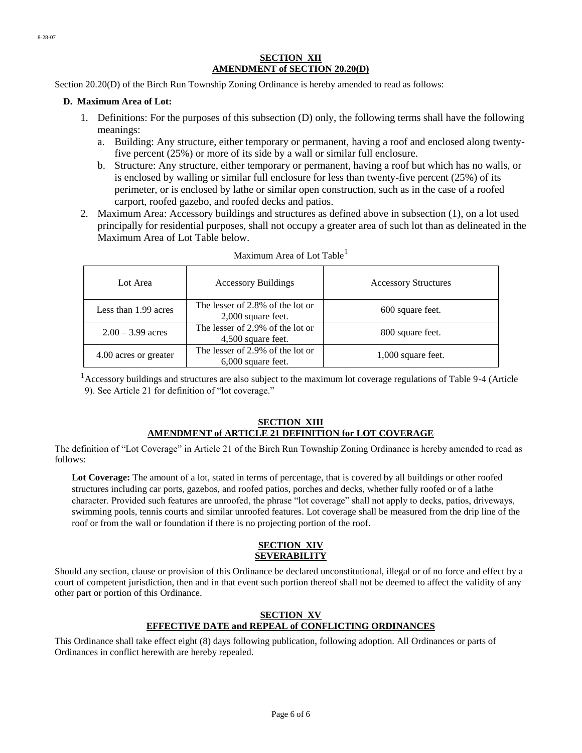## SECTION XII
## AMENDMENT of SECTION 20.20(D)

Section 20.20(D) of the Birch Run Township Zoning Ordinance is hereby amended to read as follows:

**D. Maximum Area of Lot:**

1. Definitions: For the purposes of this subsection (D) only, the following terms shall have the following meanings:
   a. Building: Any structure, either temporary or permanent, having a roof and enclosed along twenty-five percent (25%) or more of its side by a wall or similar full enclosure.
   b. Structure: Any structure, either temporary or permanent, having a roof but which has no walls, or is enclosed by walling or similar full enclosure for less than twenty-five percent (25%) of its perimeter, or is enclosed by lathe or similar open construction, such as in the case of a roofed carport, roofed gazebo, and roofed decks and patios.
2. Maximum Area: Accessory buildings and structures as defined above in subsection (1), on a lot used principally for residential purposes, shall not occupy a greater area of such lot than as delineated in the Maximum Area of Lot Table below.

Maximum Area of Lot Table[1]

| Lot Area | Accessory Buildings | Accessory Structures |
|---|---|---|
| Less than 1.99 acres | The lesser of 2.8% of the lot or 2,000 square feet. | 600 square feet. |
| 2.00 – 3.99 acres | The lesser of 2.9% of the lot or 4,500 square feet. | 800 square feet. |
| 4.00 acres or greater | The lesser of 2.9% of the lot or 6,000 square feet. | 1,000 square feet. |

[1]Accessory buildings and structures are also subject to the maximum lot coverage regulations of Table 9-4 (Article 9). See Article 21 for definition of "lot coverage."

## SECTION XIII
## AMENDMENT of ARTICLE 21 DEFINITION for LOT COVERAGE

The definition of "Lot Coverage" in Article 21 of the Birch Run Township Zoning Ordinance is hereby amended to read as follows:

**Lot Coverage:** The amount of a lot, stated in terms of percentage, that is covered by all buildings or other roofed structures including car ports, gazebos, and roofed patios, porches and decks, whether fully roofed or of a lathe character. Provided such features are unroofed, the phrase "lot coverage" shall not apply to decks, patios, driveways, swimming pools, tennis courts and similar unroofed features. Lot coverage shall be measured from the drip line of the roof or from the wall or foundation if there is no projecting portion of the roof.

## SECTION XIV
## SEVERABILITY

Should any section, clause or provision of this Ordinance be declared unconstitutional, illegal or of no force and effect by a court of competent jurisdiction, then and in that event such portion thereof shall not be deemed to affect the validity of any other part or portion of this Ordinance.

## SECTION XV
## EFFECTIVE DATE and REPEAL of CONFLICTING ORDINANCES

This Ordinance shall take effect eight (8) days following publication, following adoption. All Ordinances or parts of Ordinances in conflict herewith are hereby repealed.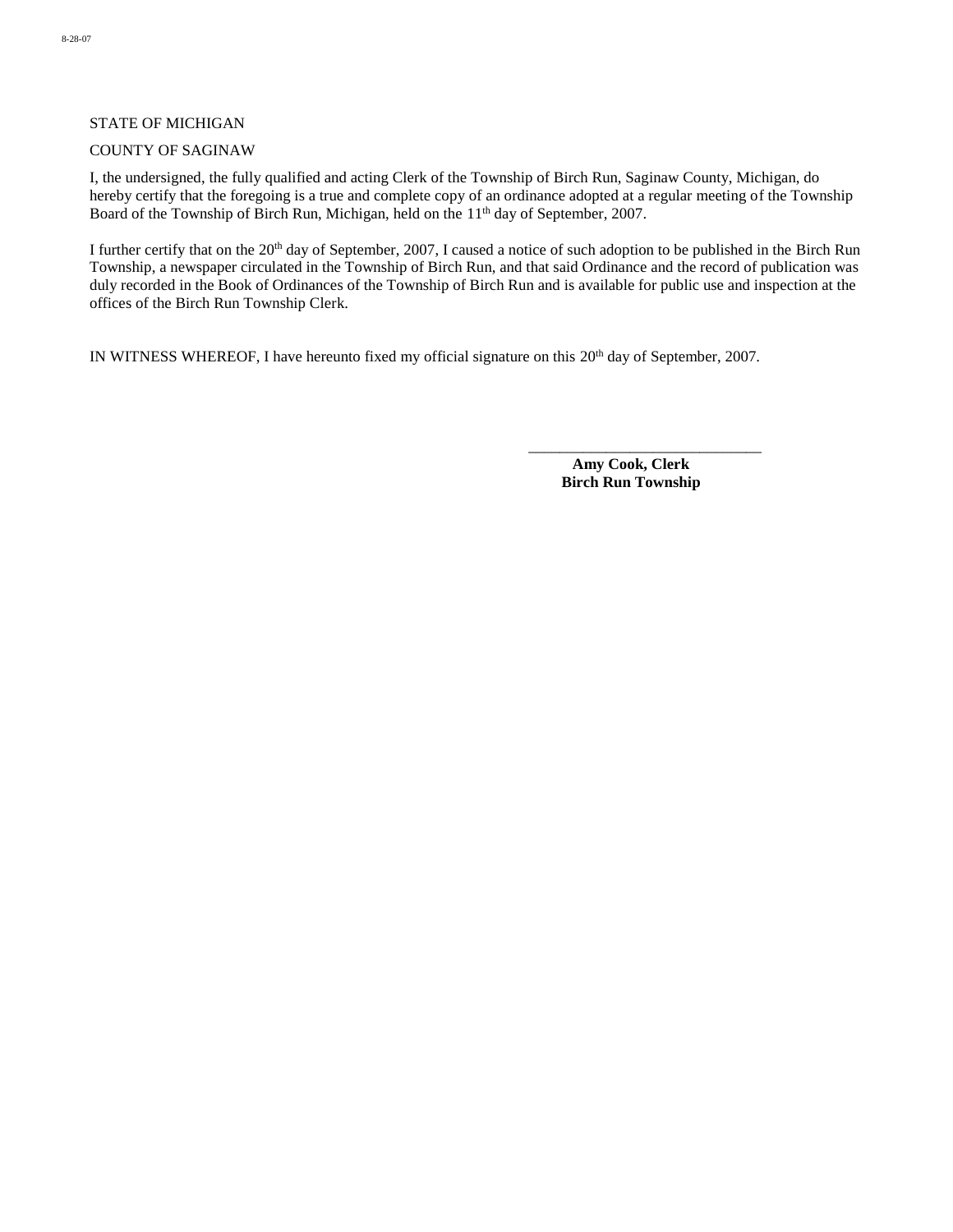STATE OF MICHIGAN

COUNTY OF SAGINAW

I, the undersigned, the fully qualified and acting Clerk of the Township of Birch Run, Saginaw County, Michigan, do hereby certify that the foregoing is a true and complete copy of an ordinance adopted at a regular meeting of the Township Board of the Township of Birch Run, Michigan, held on the 11th day of September, 2007.

I further certify that on the 20th day of September, 2007, I caused a notice of such adoption to be published in the Birch Run Township, a newspaper circulated in the Township of Birch Run, and that said Ordinance and the record of publication was duly recorded in the Book of Ordinances of the Township of Birch Run and is available for public use and inspection at the offices of the Birch Run Township Clerk.

IN WITNESS WHEREOF, I have hereunto fixed my official signature on this 20th day of September, 2007.

\_\_\_\_\_\_\_\_\_\_\_\_\_\_\_\_\_\_\_\_\_\_\_\_\_\_\_\_\_\_

**Amy Cook, Clerk**
**Birch Run Township**